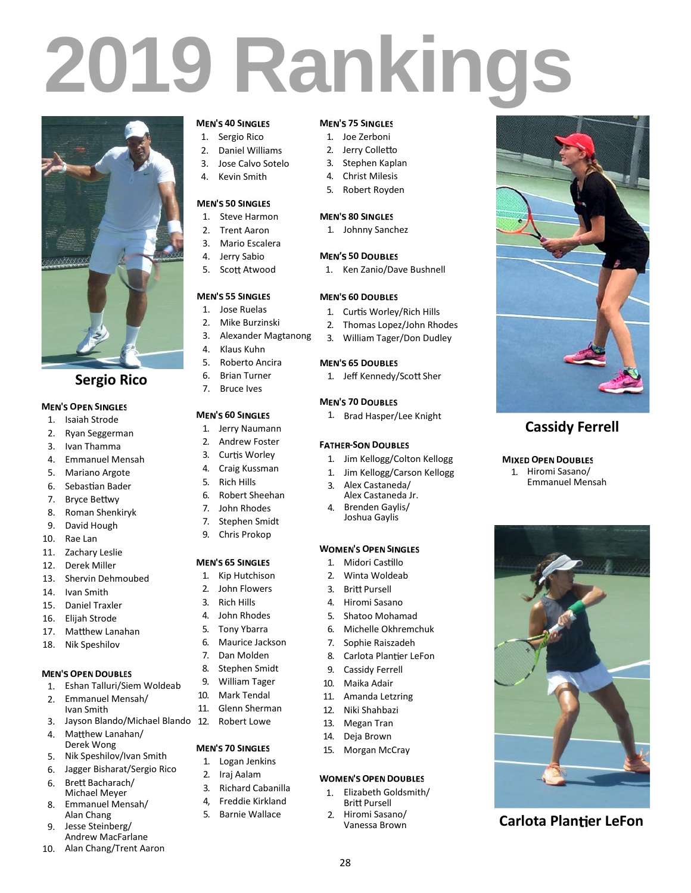# 2019 Rankings

Sergio Rico

### Men's Open Singles

1. Isaiah Strode
2. Ryan Seggerman
3. Ivan Thamma
4. Emmanuel Mensah
5. Mariano Argote
6. Sebastian Bader
7. Bryce Bettwy
8. Roman Shenkiryk
9. David Hough
10. Rae Lan
11. Zachary Leslie
12. Derek Miller
13. Shervin Dehmoubed
14. Ivan Smith
15. Daniel Traxler
16. Elijah Strode
17. Matthew Lanahan
18. Nik Speshilov

### Men's Open Doubles

1. Eshan Talluri/Siem Woldeab
2. Emmanuel Mensah/ Ivan Smith
3. Jayson Blando/Michael Blando
4. Matthew Lanahan/ Derek Wong
5. Nik Speshilov/Ivan Smith
6. Jagger Bisharat/Sergio Rico
6. Brett Bacharach/ Michael Meyer
8. Emmanuel Mensah/ Alan Chang
9. Jesse Steinberg/ Andrew MacFarlane
10. Alan Chang/Trent Aaron

### Men's 40 Singles

1. Sergio Rico
2. Daniel Williams
3. Jose Calvo Sotelo
4. Kevin Smith

### Men's 50 Singles

1. Steve Harmon
2. Trent Aaron
3. Mario Escalera
4. Jerry Sabio
5. Scott Atwood

### Men's 55 Singles

1. Jose Ruelas
2. Mike Burzinski
3. Alexander Magtanong
4. Klaus Kuhn
5. Roberto Ancira
6. Brian Turner
7. Bruce Ives

### Men's 60 Singles

1. Jerry Naumann
2. Andrew Foster
3. Curtis Worley
4. Craig Kussman
5. Rich Hills
6. Robert Sheehan
7. John Rhodes
7. Stephen Smidt
9. Chris Prokop

### Men's 65 Singles

1. Kip Hutchison
2. John Flowers
3. Rich Hills
4. John Rhodes
5. Tony Ybarra
6. Maurice Jackson
7. Dan Molden
8. Stephen Smidt
9. William Tager
10. Mark Tendal
11. Glenn Sherman
12. Robert Lowe

### Men's 70 Singles

1. Logan Jenkins
2. Iraj Aalam
3. Richard Cabanilla
4. Freddie Kirkland
5. Barnie Wallace

### Men's 75 Singles

1. Joe Zerboni
2. Jerry Colletto
3. Stephen Kaplan
4. Christ Milesis
5. Robert Royden

### Men's 80 Singles

1. Johnny Sanchez

### Men's 50 Doubles

1. Ken Zanio/Dave Bushnell

### Men's 60 Doubles

1. Curtis Worley/Rich Hills
2. Thomas Lopez/John Rhodes
3. William Tager/Don Dudley

### Men's 65 Doubles

1. Jeff Kennedy/Scott Sher

### Men's 70 Doubles

1. Brad Hasper/Lee Knight

### Father-Son Doubles

1. Jim Kellogg/Colton Kellogg
1. Jim Kellogg/Carson Kellogg
3. Alex Castaneda/ Alex Castaneda Jr.
4. Brenden Gaylis/ Joshua Gaylis

### Women's Open Singles

1. Midori Castillo
2. Winta Woldeab
3. Britt Pursell
4. Hiromi Sasano
5. Shatoo Mohamad
6. Michelle Okhremchuk
7. Sophie Raiszadeh
8. Carlota Plantier LeFon
9. Cassidy Ferrell
10. Maika Adair
11. Amanda Letzring
12. Niki Shahbazi
13. Megan Tran
14. Deja Brown
15. Morgan McCray

### Women's Open Doubles

1. Elizabeth Goldsmith/ Britt Pursell
2. Hiromi Sasano/ Vanessa Brown

Cassidy Ferrell

### Mixed Open Doubles

1. Hiromi Sasano/ Emmanuel Mensah

Carlota Plantier LeFon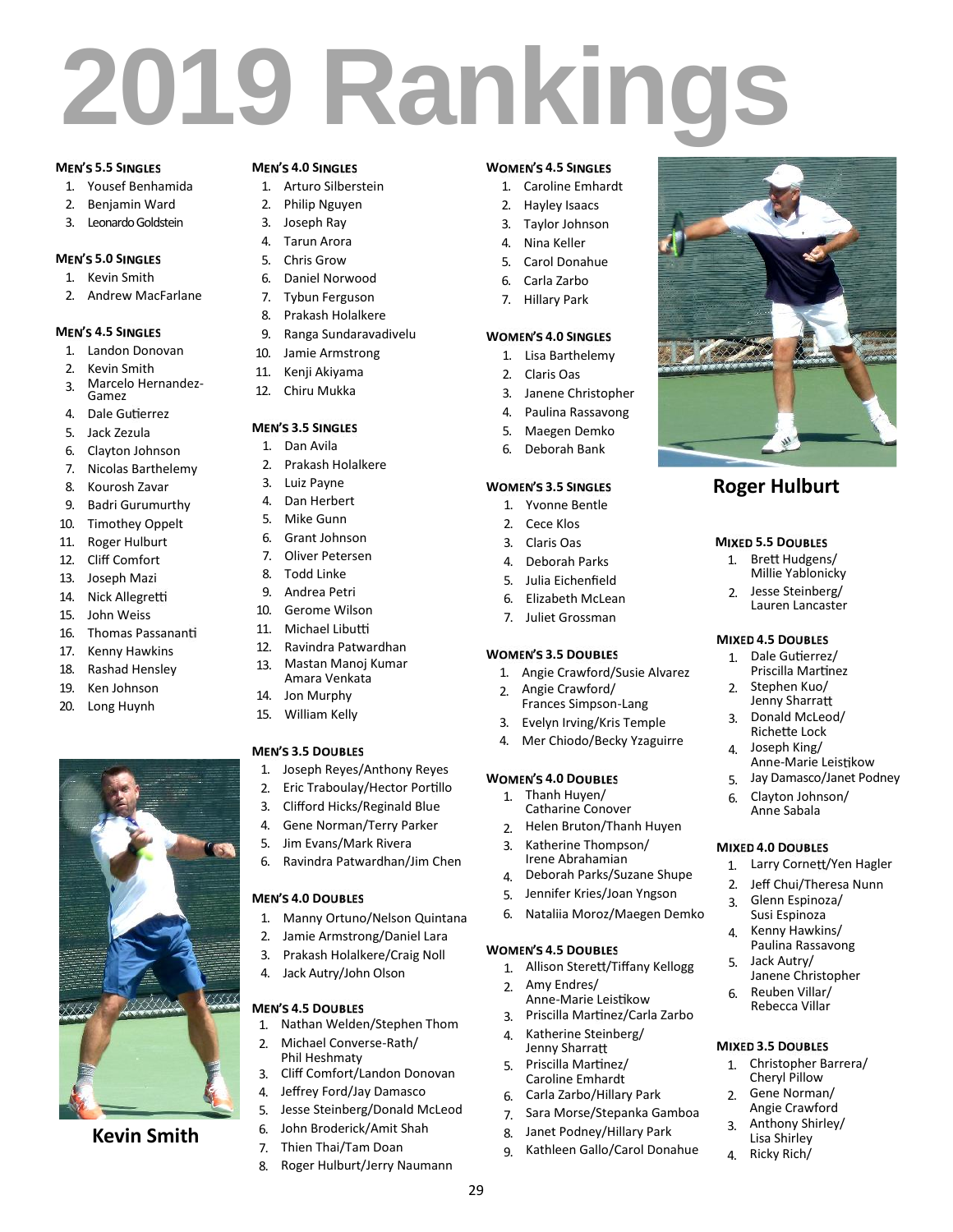# 2019 Rankings

### Men's 5.5 Singles

1. Yousef Benhamida
2. Benjamin Ward
3. Leonardo Goldstein

### Men's 5.0 Singles

1. Kevin Smith
2. Andrew MacFarlane

### Men's 4.5 Singles

1. Landon Donovan
2. Kevin Smith
3. Marcelo Hernandez-Gamez
4. Dale Gutierrez
5. Jack Zezula
6. Clayton Johnson
7. Nicolas Barthelemy
8. Kourosh Zavar
9. Badri Gurumurthy
10. Timothey Oppelt
11. Roger Hulburt
12. Cliff Comfort
13. Joseph Mazi
14. Nick Allegretti
15. John Weiss
16. Thomas Passananti
17. Kenny Hawkins
18. Rashad Hensley
19. Ken Johnson
20. Long Huynh

Kevin Smith

### Men's 4.0 Singles

1. Arturo Silberstein
2. Philip Nguyen
3. Joseph Ray
4. Tarun Arora
5. Chris Grow
6. Daniel Norwood
7. Tybun Ferguson
8. Prakash Holalkere
9. Ranga Sundaravadivelu
10. Jamie Armstrong
11. Kenji Akiyama
12. Chiru Mukka

### Men's 3.5 Singles

1. Dan Avila
2. Prakash Holalkere
3. Luiz Payne
4. Dan Herbert
5. Mike Gunn
6. Grant Johnson
7. Oliver Petersen
8. Todd Linke
9. Andrea Petri
10. Gerome Wilson
11. Michael Libutti
12. Ravindra Patwardhan
13. Mastan Manoj Kumar Amara Venkata
14. Jon Murphy
15. William Kelly

### Men's 3.5 Doubles

1. Joseph Reyes/Anthony Reyes
2. Eric Traboulay/Hector Portillo
3. Clifford Hicks/Reginald Blue
4. Gene Norman/Terry Parker
5. Jim Evans/Mark Rivera
6. Ravindra Patwardhan/Jim Chen

### Men's 4.0 Doubles

1. Manny Ortuno/Nelson Quintana
2. Jamie Armstrong/Daniel Lara
3. Prakash Holalkere/Craig Noll
4. Jack Autry/John Olson

### Men's 4.5 Doubles

1. Nathan Welden/Stephen Thom
2. Michael Converse-Rath/Phil Heshmaty
3. Cliff Comfort/Landon Donovan
4. Jeffrey Ford/Jay Damasco
5. Jesse Steinberg/Donald McLeod
6. John Broderick/Amit Shah
7. Thien Thai/Tam Doan
8. Roger Hulburt/Jerry Naumann

### Women's 4.5 Singles

1. Caroline Emhardt
2. Hayley Isaacs
3. Taylor Johnson
4. Nina Keller
5. Carol Donahue
6. Carla Zarbo
7. Hillary Park

### Women's 4.0 Singles

1. Lisa Barthelemy
2. Claris Oas
3. Janene Christopher
4. Paulina Rassavong
5. Maegen Demko
6. Deborah Bank

### Women's 3.5 Singles

1. Yvonne Bentle
2. Cece Klos
3. Claris Oas
4. Deborah Parks
5. Julia Eichenfield
6. Elizabeth McLean
7. Juliet Grossman

### Women's 3.5 Doubles

1. Angie Crawford/Susie Alvarez
2. Angie Crawford/Frances Simpson-Lang
3. Evelyn Irving/Kris Temple
4. Mer Chiodo/Becky Yzaguirre

### Women's 4.0 Doubles

1. Thanh Huyen/Catharine Conover
2. Helen Bruton/Thanh Huyen
3. Katherine Thompson/Irene Abrahamian
4. Deborah Parks/Suzane Shupe
5. Jennifer Kries/Joan Yngson
6. Nataliia Moroz/Maegen Demko

### Women's 4.5 Doubles

1. Allison Sterett/Tiffany Kellogg
2. Amy Endres/Anne-Marie Leistikow
3. Priscilla Martinez/Carla Zarbo
4. Katherine Steinberg/Jenny Sharratt
5. Priscilla Martinez/Caroline Emhardt
6. Carla Zarbo/Hillary Park
7. Sara Morse/Stepanka Gamboa
8. Janet Podney/Hillary Park
9. Kathleen Gallo/Carol Donahue

Roger Hulburt

### Mixed 5.5 Doubles

1. Brett Hudgens/Millie Yablonicky
2. Jesse Steinberg/Lauren Lancaster

### Mixed 4.5 Doubles

1. Dale Gutierrez/Priscilla Martinez
2. Stephen Kuo/Jenny Sharratt
3. Donald McLeod/Richette Lock
4. Joseph King/Anne-Marie Leistikow
5. Jay Damasco/Janet Podney
6. Clayton Johnson/Anne Sabala

### Mixed 4.0 Doubles

1. Larry Cornett/Yen Hagler
2. Jeff Chui/Theresa Nunn
3. Glenn Espinoza/Susi Espinoza
4. Kenny Hawkins/Paulina Rassavong
5. Jack Autry/Janene Christopher
6. Reuben Villar/Rebecca Villar

### Mixed 3.5 Doubles

1. Christopher Barrera/Cheryl Pillow
2. Gene Norman/Angie Crawford
3. Anthony Shirley/Lisa Shirley
4. Ricky Rich/